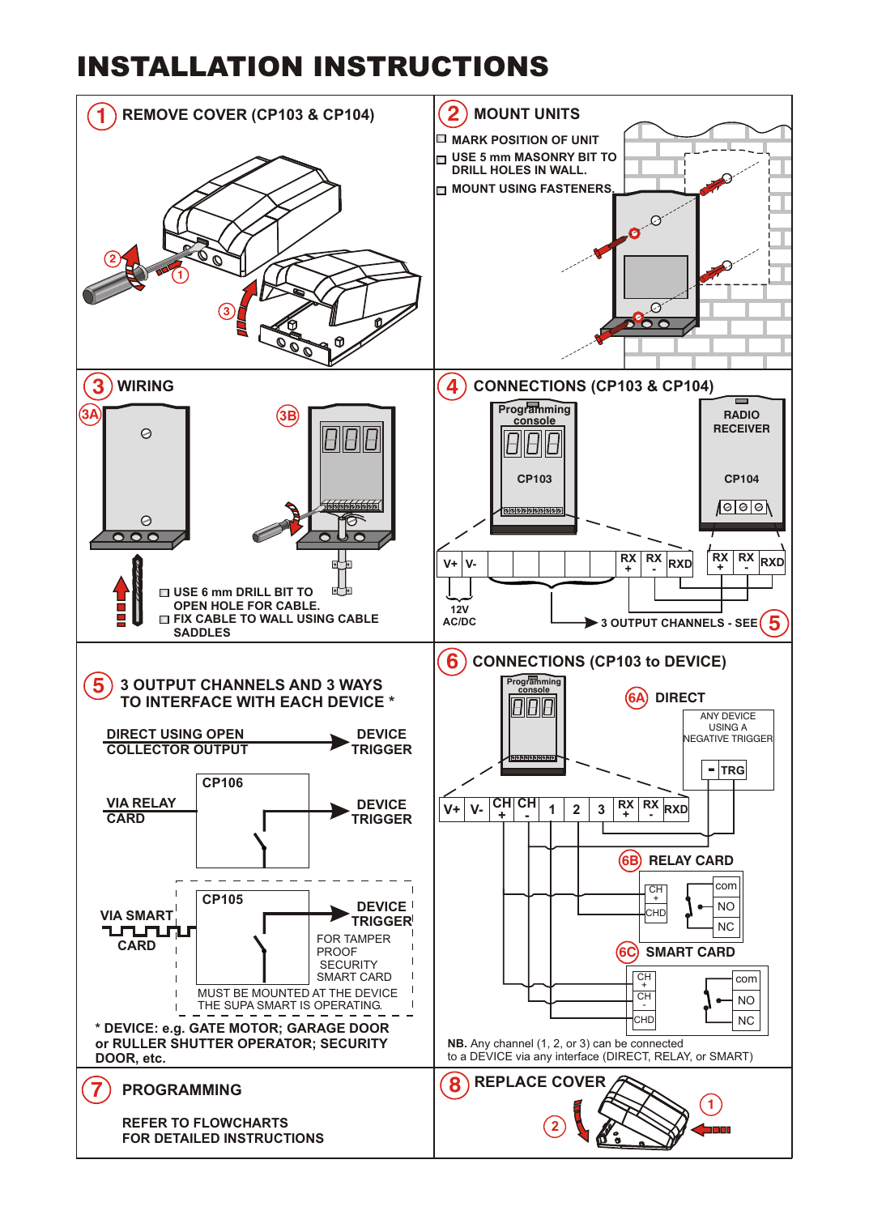# INSTALLATION INSTRUCTIONS

## 1 REMOVE COVER (CP103 & CP104)

## 2 MOUNT UNITS

- MARK POSITION OF UNIT
- USE 5 mm MASONRY BIT TO DRILL HOLES IN WALL.
- MOUNT USING FASTENERS.

## 3 WIRING

3A 3B

- USE 6 mm DRILL BIT TO OPEN HOLE FOR CABLE.
- FIX CABLE TO WALL USING CABLE SADDLES

## 4 CONNECTIONS (CP103 & CP104)

Programming console — CP103

RADIO RECEIVER — CP104

V+ V- | RX + | RX - | RXD

RX + | RX - | RXD

12V AC/DC

3 OUTPUT CHANNELS - SEE 5

## 5 3 OUTPUT CHANNELS AND 3 WAYS TO INTERFACE WITH EACH DEVICE *

DIRECT USING OPEN COLLECTOR OUTPUT → DEVICE TRIGGER

VIA RELAY CARD — CP106 → DEVICE TRIGGER

VIA SMART CARD — CP105 → DEVICE TRIGGER

FOR TAMPER PROOF SECURITY SMART CARD

MUST BE MOUNTED AT THE DEVICE THE SUPA SMART IS OPERATING.

* DEVICE: e.g. GATE MOTOR; GARAGE DOOR or RULLER SHUTTER OPERATOR; SECURITY DOOR, etc.

## 6 CONNECTIONS (CP103 to DEVICE)

Programming console

V+ | V- | CH + | CH - | 1 | 2 | 3 | RX + | RX - | RXD

6A DIRECT — ANY DEVICE USING A NEGATIVE TRIGGER: - TRG

6B RELAY CARD — CH +, CH -, CHD; com, NO, NC

6C SMART CARD — CH +, CH -, CHD; com, NO, NC

NB. Any channel (1, 2, or 3) can be connected to a DEVICE via any interface (DIRECT, RELAY, or SMART)

## 7 PROGRAMMING

REFER TO FLOWCHARTS FOR DETAILED INSTRUCTIONS

## 8 REPLACE COVER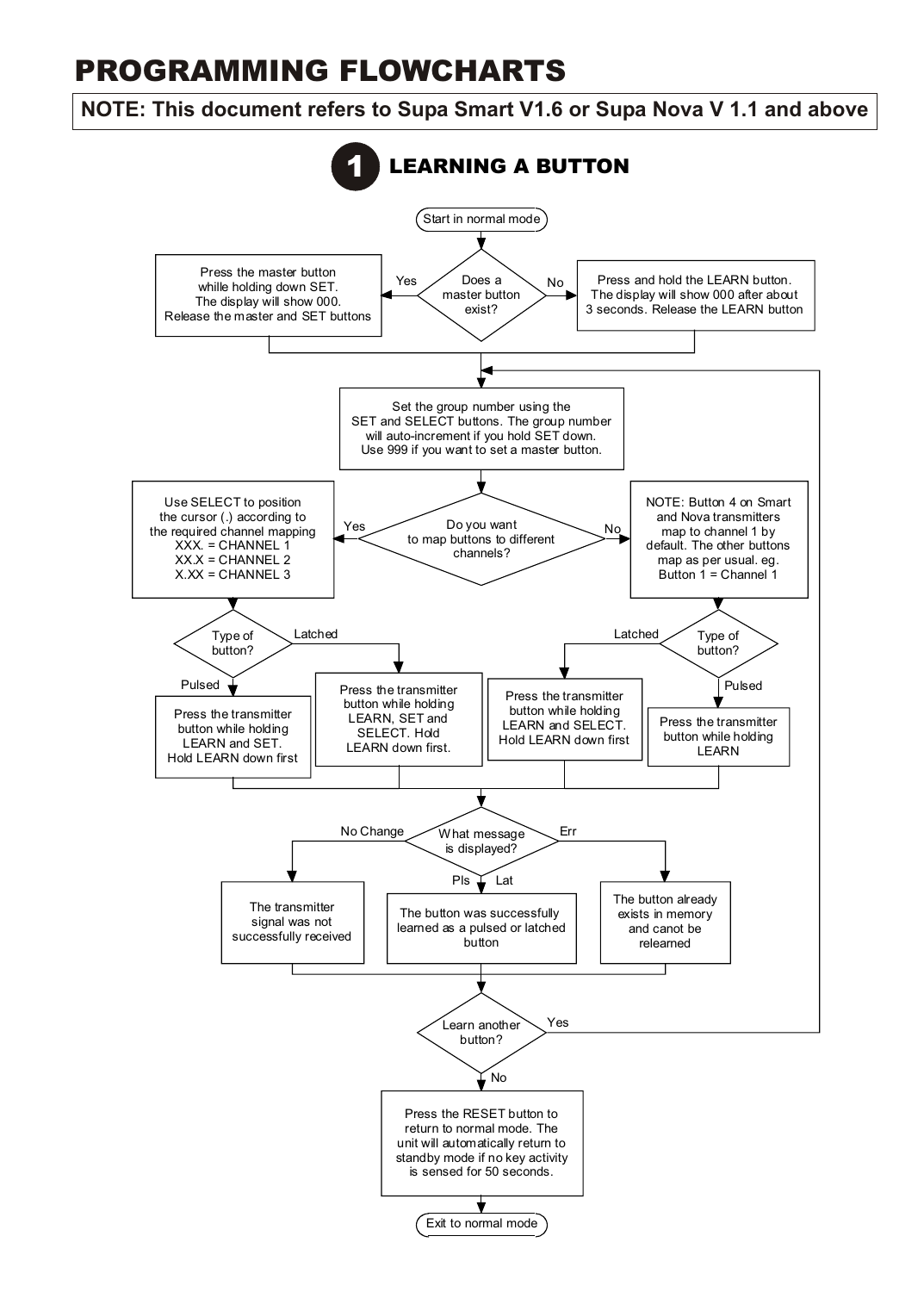# PROGRAMMING FLOWCHARTS

**NOTE: This document refers to Supa Smart V1.6 or Supa Nova V 1.1 and above**

## 1 LEARNING A BUTTON

Start in normal mode

Does a master button exist?

- Yes: Press the master button while holding down SET. The display will show 000. Release the master and SET buttons
- No: Press and hold the LEARN button. The display will show 000 after about 3 seconds. Release the LEARN button

Set the group number using the SET and SELECT buttons. The group number will auto-increment if you hold SET down. Use 999 if you want to set a master button.

Do you want to map buttons to different channels?

- Yes: Use SELECT to position the cursor (.) according to the required channel mapping
  XXX. = CHANNEL 1
  XX.X = CHANNEL 2
  X.XX = CHANNEL 3
  - Type of button?
    - Pulsed: Press the transmitter button while holding LEARN and SET. Hold LEARN down first
    - Latched: Press the transmitter button while holding LEARN, SET and SELECT. Hold LEARN down first.
- No: NOTE: Button 4 on Smart and Nova transmitters map to channel 1 by default. The other buttons map as per usual. eg. Button 1 = Channel 1
  - Type of button?
    - Latched: Press the transmitter button while holding LEARN and SELECT. Hold LEARN down first
    - Pulsed: Press the transmitter button while holding LEARN

What message is displayed?

- No Change: The transmitter signal was not successfully received
- Pls / Lat: The button was successfully learned as a pulsed or latched button
- Err: The button already exists in memory and canot be relearned

Learn another button?

- Yes: return to "Set the group number"
- No: Press the RESET button to return to normal mode. The unit will automatically return to standby mode if no key activity is sensed for 50 seconds.

Exit to normal mode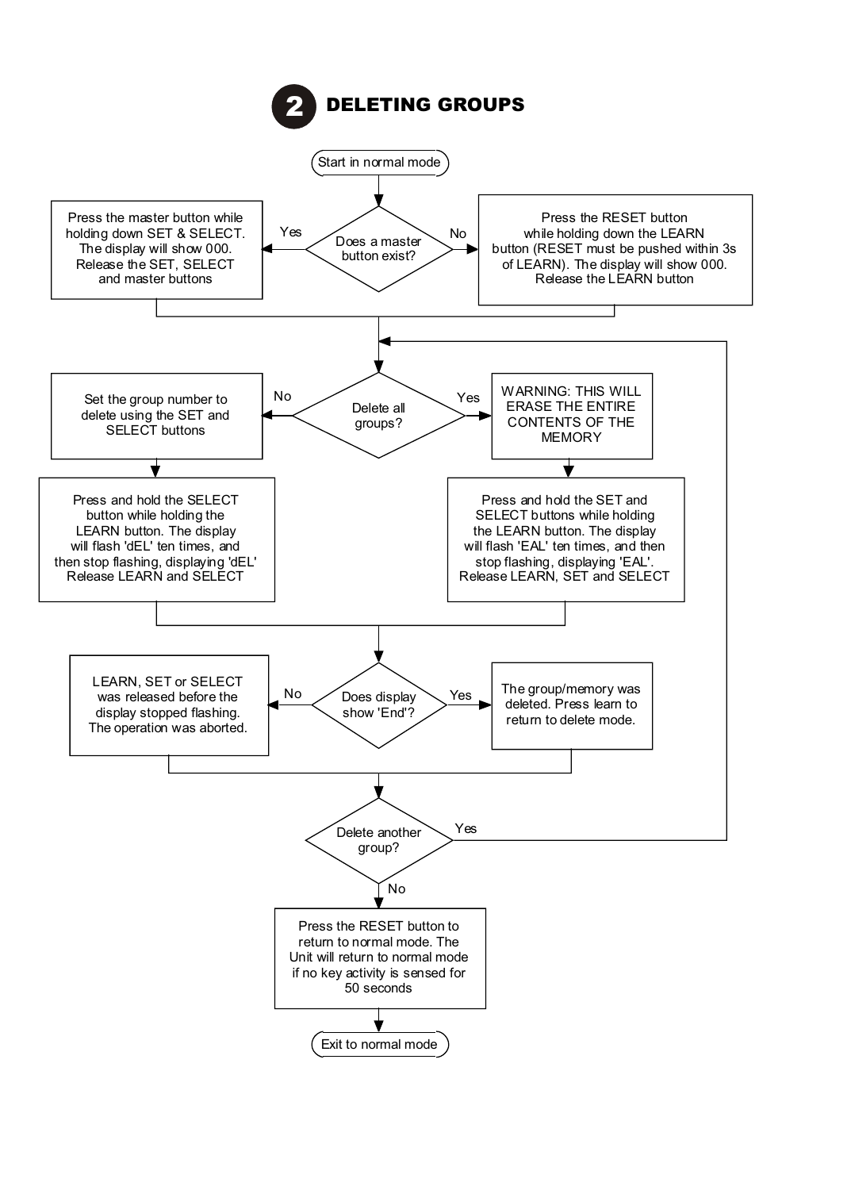## 2 DELETING GROUPS

Start in normal mode

**Does a master button exist?**

- **Yes:** Press the master button while holding down SET & SELECT. The display will show 000. Release the SET, SELECT and master buttons
- **No:** Press the RESET button while holding down the LEARN button (RESET must be pushed within 3s of LEARN). The display will show 000. Release the LEARN button

**Delete all groups?**

- **No:** Set the group number to delete using the SET and SELECT buttons
  - Press and hold the SELECT button while holding the LEARN button. The display will flash 'dEL' ten times, and then stop flashing, displaying 'dEL' Release LEARN and SELECT
- **Yes:** WARNING: THIS WILL ERASE THE ENTIRE CONTENTS OF THE MEMORY
  - Press and hold the SET and SELECT buttons while holding the LEARN button. The display will flash 'EAL' ten times, and then stop flashing, displaying 'EAL'. Release LEARN, SET and SELECT

**Does display show 'End'?**

- **No:** LEARN, SET or SELECT was released before the display stopped flashing. The operation was aborted.
- **Yes:** The group/memory was deleted. Press learn to return to delete mode.

**Delete another group?**

- **Yes:** Return to "Delete all groups?"
- **No:** Press the RESET button to return to normal mode. The Unit will return to normal mode if no key activity is sensed for 50 seconds

Exit to normal mode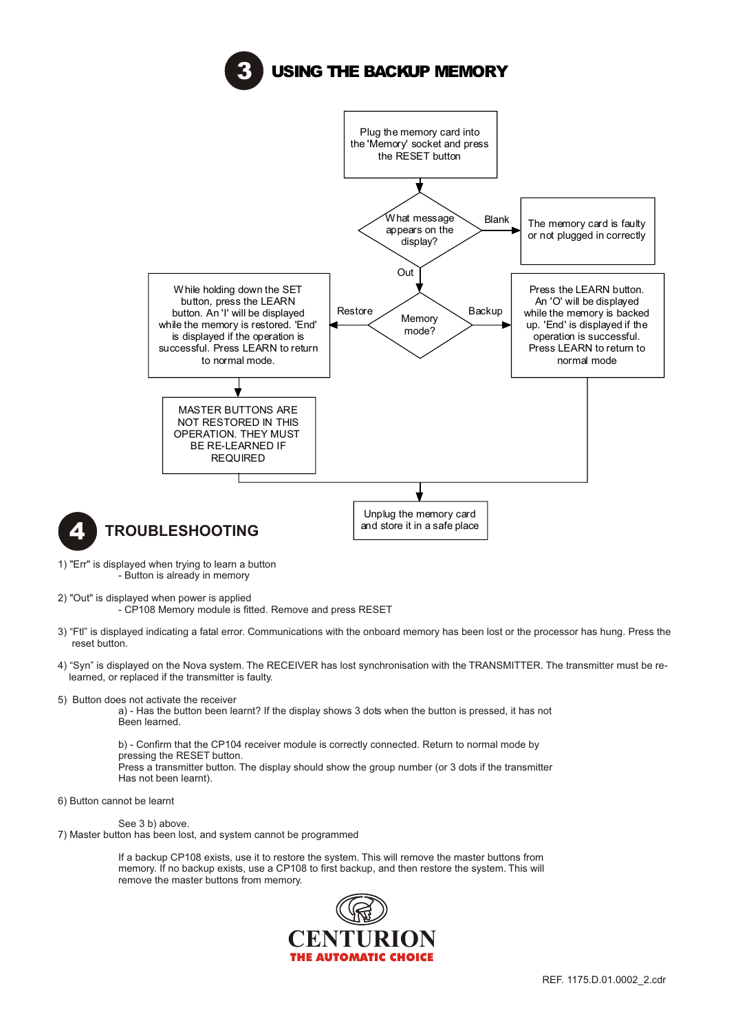## 3 USING THE BACKUP MEMORY

Plug the memory card into the 'Memory' socket and press the RESET button

What message appears on the display?

Blank

The memory card is faulty or not plugged in correctly

Out

Memory mode?

Restore

While holding down the SET button, press the LEARN button. An 'I' will be displayed while the memory is restored. 'End' is displayed if the operation is successful. Press LEARN to return to normal mode.

MASTER BUTTONS ARE NOT RESTORED IN THIS OPERATION. THEY MUST BE RE-LEARNED IF REQUIRED

Backup

Press the LEARN button. An 'O' will be displayed while the memory is backed up. 'End' is displayed if the operation is successful. Press LEARN to return to normal mode

Unplug the memory card and store it in a safe place

## 4 TROUBLESHOOTING

1) "Err" is displayed when trying to learn a button
   - Button is already in memory

2) "Out" is displayed when power is applied
   - CP108 Memory module is fitted. Remove and press RESET

3) "Ftl" is displayed indicating a fatal error. Communications with the onboard memory has been lost or the processor has hung. Press the reset button.

4) "Syn" is displayed on the Nova system. The RECEIVER has lost synchronisation with the TRANSMITTER. The transmitter must be re-learned, or replaced if the transmitter is faulty.

5) Button does not activate the receiver

   a) - Has the button been learnt? If the display shows 3 dots when the button is pressed, it has not Been learned.

   b) - Confirm that the CP104 receiver module is correctly connected. Return to normal mode by pressing the RESET button.
   Press a transmitter button. The display should show the group number (or 3 dots if the transmitter Has not been learnt).

6) Button cannot be learnt

   See 3 b) above.

7) Master button has been lost, and system cannot be programmed

   If a backup CP108 exists, use it to restore the system. This will remove the master buttons from memory. If no backup exists, use a CP108 to first backup, and then restore the system. This will remove the master buttons from memory.

CENTURION
THE AUTOMATIC CHOICE

REF. 1175.D.01.0002_2.cdr